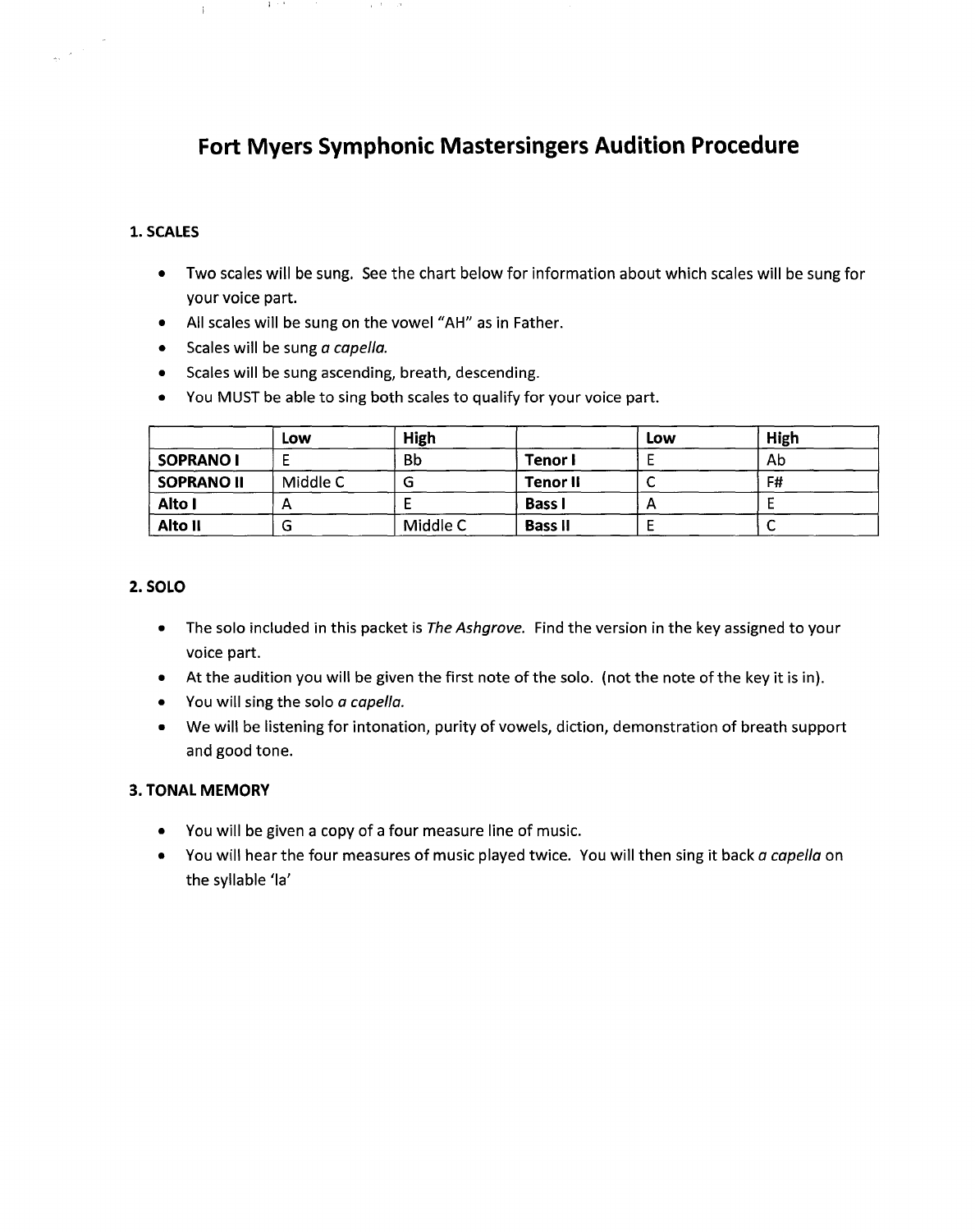# Fort Myers Symphonic Mastersingers Audition Procedure

### 1. SCALES

- Two scales will be sung. See the chart below for information about which scales will be sung for your voice part.
- All scales will be sung on the vowel "AH" as in Father.
- Scales will be sung *a capella.*
- Scales will be sung ascending, breath, descending.
- You MUST be able to sing both scales to qualify for your voice part.

| | **Low** | **High** | | **Low** | **High** |
|---|---|---|---|---|---|
| **SOPRANO I** | E | Bb | **Tenor I** | E | Ab |
| **SOPRANO II** | Middle C | G | **Tenor II** | C | F# |
| **Alto I** | A | E | **Bass I** | A | E |
| **Alto II** | G | Middle C | **Bass II** | E | C |

### 2. SOLO

- The solo included in this packet is *The Ashgrove.* Find the version in the key assigned to your voice part.
- At the audition you will be given the first note of the solo. (not the note of the key it is in).
- You will sing the solo *a capella.*
- We will be listening for intonation, purity of vowels, diction, demonstration of breath support and good tone.

### 3. TONAL MEMORY

- You will be given a copy of a four measure line of music.
- You will hear the four measures of music played twice. You will then sing it back *a capella* on the syllable 'la'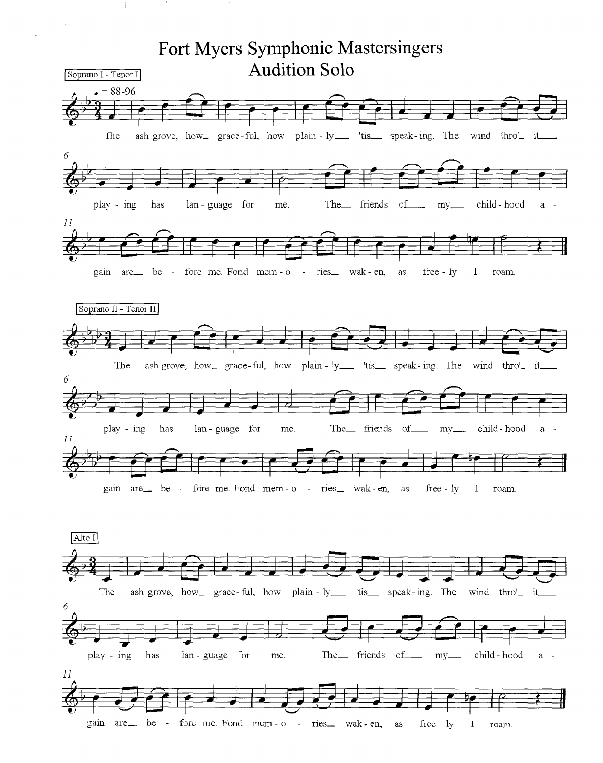# Fort Myers Symphonic Mastersingers
## Audition Solo

Soprano I - Tenor I

♩ = 88-96

The ash grove, how grace-ful, how plain-ly 'tis speak-ing. The wind thro' it play-ing has lan-guage for me. The friends of my child-hood a-gain are be-fore me. Fond mem-o-ries wak-en, as free-ly I roam.

Soprano II - Tenor II

The ash grove, how grace-ful, how plain-ly 'tis speak-ing. The wind thro' it play-ing has lan-guage for me. The friends of my child-hood a-gain are be-fore me. Fond mem-o-ries wak-en, as free-ly I roam.

Alto I

The ash grove, how grace-ful, how plain-ly 'tis speak-ing. The wind thro' it play-ing has lan-guage for me. The friends of my child-hood a-gain are be-fore me. Fond mem-o-ries wak-en, as free-ly I roam.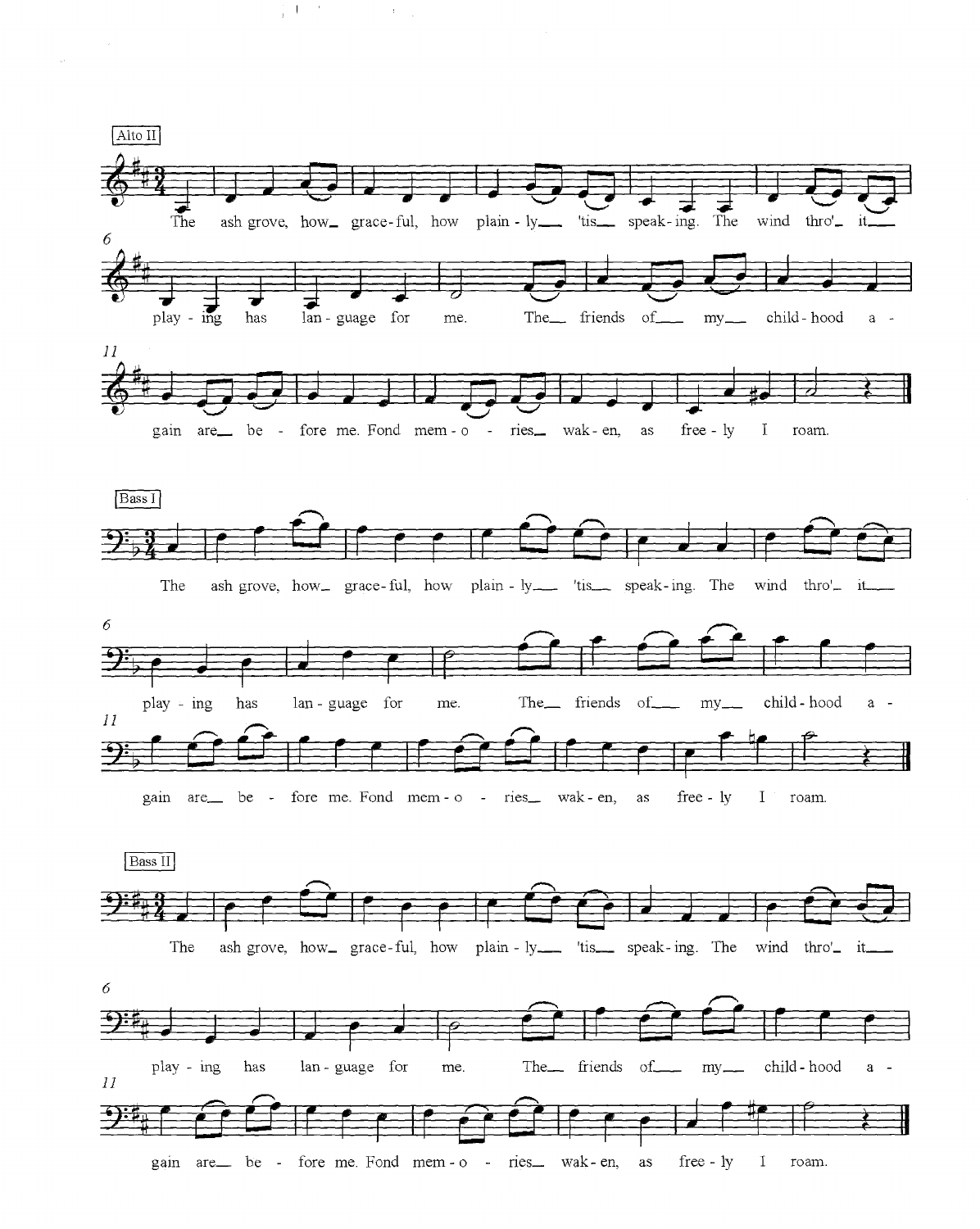Alto II

The ash grove, how_ grace-ful, how plain-ly_ 'tis_ speak-ing. The wind thro'_ it_

play-ing has lan-guage for me. The_ friends of_ my_ child-hood a-

gain are_ be-fore me. Fond mem-o-ries_ wak-en, as free-ly I roam.

Bass I

The ash grove, how_ grace-ful, how plain-ly_ 'tis_ speak-ing. The wind thro'_ it_

play-ing has lan-guage for me. The_ friends of_ my_ child-hood a-

gain are_ be-fore me. Fond mem-o-ries_ wak-en, as free-ly I roam.

Bass II

The ash grove, how_ grace-ful, how plain-ly_ 'tis_ speak-ing. The wind thro'_ it_

play-ing has lan-guage for me. The_ friends of_ my_ child-hood a-

gain are_ be-fore me. Fond mem-o-ries_ wak-en, as free-ly I roam.